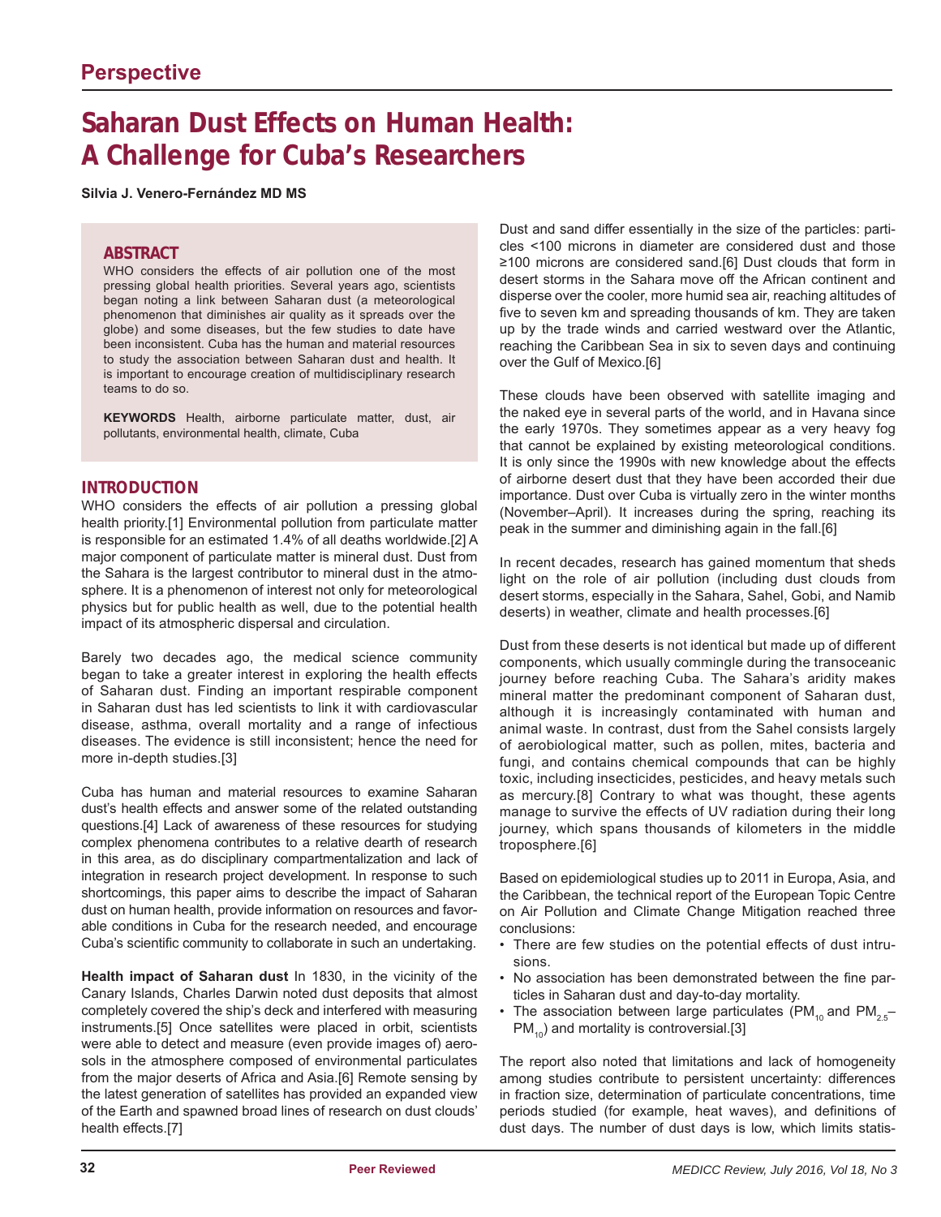Perspective

# Saharan Dust Effects on Human Health: A Challenge for Cuba's Researchers

**Silvia J. Venero-Fernández MD MS**

## ABSTRACT

WHO considers the effects of air pollution one of the most pressing global health priorities. Several years ago, scientists began noting a link between Saharan dust (a meteorological phenomenon that diminishes air quality as it spreads over the globe) and some diseases, but the few studies to date have been inconsistent. Cuba has the human and material resources to study the association between Saharan dust and health. It is important to encourage creation of multidisciplinary research teams to do so.

**KEYWORDS** Health, airborne particulate matter, dust, air pollutants, environmental health, climate, Cuba

## INTRODUCTION

WHO considers the effects of air pollution a pressing global health priority.[1] Environmental pollution from particulate matter is responsible for an estimated 1.4% of all deaths worldwide.[2] A major component of particulate matter is mineral dust. Dust from the Sahara is the largest contributor to mineral dust in the atmosphere. It is a phenomenon of interest not only for meteorological physics but for public health as well, due to the potential health impact of its atmospheric dispersal and circulation.

Barely two decades ago, the medical science community began to take a greater interest in exploring the health effects of Saharan dust. Finding an important respirable component in Saharan dust has led scientists to link it with cardiovascular disease, asthma, overall mortality and a range of infectious diseases. The evidence is still inconsistent; hence the need for more in-depth studies.[3]

Cuba has human and material resources to examine Saharan dust's health effects and answer some of the related outstanding questions.[4] Lack of awareness of these resources for studying complex phenomena contributes to a relative dearth of research in this area, as do disciplinary compartmentalization and lack of integration in research project development. In response to such shortcomings, this paper aims to describe the impact of Saharan dust on human health, provide information on resources and favorable conditions in Cuba for the research needed, and encourage Cuba's scientific community to collaborate in such an undertaking.

**Health impact of Saharan dust** In 1830, in the vicinity of the Canary Islands, Charles Darwin noted dust deposits that almost completely covered the ship's deck and interfered with measuring instruments.[5] Once satellites were placed in orbit, scientists were able to detect and measure (even provide images of) aerosols in the atmosphere composed of environmental particulates from the major deserts of Africa and Asia.[6] Remote sensing by the latest generation of satellites has provided an expanded view of the Earth and spawned broad lines of research on dust clouds' health effects.[7]

Dust and sand differ essentially in the size of the particles: particles <100 microns in diameter are considered dust and those ≥100 microns are considered sand.[6] Dust clouds that form in desert storms in the Sahara move off the African continent and disperse over the cooler, more humid sea air, reaching altitudes of five to seven km and spreading thousands of km. They are taken up by the trade winds and carried westward over the Atlantic, reaching the Caribbean Sea in six to seven days and continuing over the Gulf of Mexico.[6]

These clouds have been observed with satellite imaging and the naked eye in several parts of the world, and in Havana since the early 1970s. They sometimes appear as a very heavy fog that cannot be explained by existing meteorological conditions. It is only since the 1990s with new knowledge about the effects of airborne desert dust that they have been accorded their due importance. Dust over Cuba is virtually zero in the winter months (November–April). It increases during the spring, reaching its peak in the summer and diminishing again in the fall.[6]

In recent decades, research has gained momentum that sheds light on the role of air pollution (including dust clouds from desert storms, especially in the Sahara, Sahel, Gobi, and Namib deserts) in weather, climate and health processes.[6]

Dust from these deserts is not identical but made up of different components, which usually commingle during the transoceanic journey before reaching Cuba. The Sahara's aridity makes mineral matter the predominant component of Saharan dust, although it is increasingly contaminated with human and animal waste. In contrast, dust from the Sahel consists largely of aerobiological matter, such as pollen, mites, bacteria and fungi, and contains chemical compounds that can be highly toxic, including insecticides, pesticides, and heavy metals such as mercury.[8] Contrary to what was thought, these agents manage to survive the effects of UV radiation during their long journey, which spans thousands of kilometers in the middle troposphere.[6]

Based on epidemiological studies up to 2011 in Europa, Asia, and the Caribbean, the technical report of the European Topic Centre on Air Pollution and Climate Change Mitigation reached three conclusions:

- There are few studies on the potential effects of dust intrusions.
- No association has been demonstrated between the fine particles in Saharan dust and day-to-day mortality.
- The association between large particulates ($PM_{10}$ and $PM_{2.5}$–$PM_{10}$) and mortality is controversial.[3]

The report also noted that limitations and lack of homogeneity among studies contribute to persistent uncertainty: differences in fraction size, determination of particulate concentrations, time periods studied (for example, heat waves), and definitions of dust days. The number of dust days is low, which limits statis-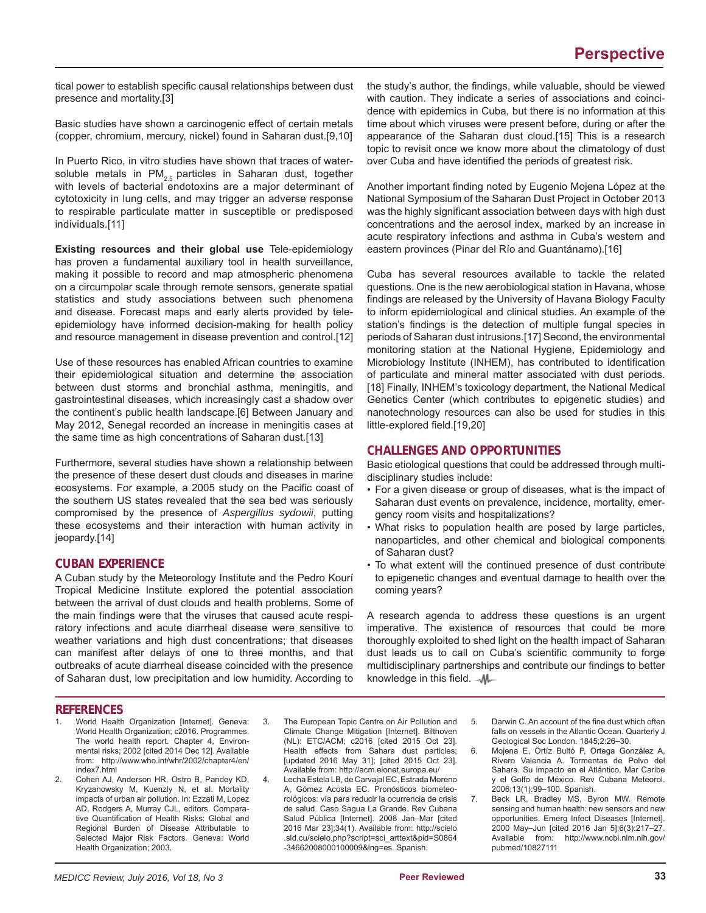tical power to establish specific causal relationships between dust presence and mortality.[3]

Basic studies have shown a carcinogenic effect of certain metals (copper, chromium, mercury, nickel) found in Saharan dust.[9,10]

In Puerto Rico, in vitro studies have shown that traces of water-soluble metals in $PM_{2.5}$ particles in Saharan dust, together with levels of bacterial endotoxins are a major determinant of cytotoxicity in lung cells, and may trigger an adverse response to respirable particulate matter in susceptible or predisposed individuals.[11]

**Existing resources and their global use** Tele-epidemiology has proven a fundamental auxiliary tool in health surveillance, making it possible to record and map atmospheric phenomena on a circumpolar scale through remote sensors, generate spatial statistics and study associations between such phenomena and disease. Forecast maps and early alerts provided by tele-epidemiology have informed decision-making for health policy and resource management in disease prevention and control.[12]

Use of these resources has enabled African countries to examine their epidemiological situation and determine the association between dust storms and bronchial asthma, meningitis, and gastrointestinal diseases, which increasingly cast a shadow over the continent's public health landscape.[6] Between January and May 2012, Senegal recorded an increase in meningitis cases at the same time as high concentrations of Saharan dust.[13]

Furthermore, several studies have shown a relationship between the presence of these desert dust clouds and diseases in marine ecosystems. For example, a 2005 study on the Pacific coast of the southern US states revealed that the sea bed was seriously compromised by the presence of *Aspergillus sydowii*, putting these ecosystems and their interaction with human activity in jeopardy.[14]

## CUBAN EXPERIENCE

A Cuban study by the Meteorology Institute and the Pedro Kourí Tropical Medicine Institute explored the potential association between the arrival of dust clouds and health problems. Some of the main findings were that the viruses that caused acute respiratory infections and acute diarrheal disease were sensitive to weather variations and high dust concentrations; that diseases can manifest after delays of one to three months, and that outbreaks of acute diarrheal disease coincided with the presence of Saharan dust, low precipitation and low humidity. According to the study's author, the findings, while valuable, should be viewed with caution. They indicate a series of associations and coincidence with epidemics in Cuba, but there is no information at this time about which viruses were present before, during or after the appearance of the Saharan dust cloud.[15] This is a research topic to revisit once we know more about the climatology of dust over Cuba and have identified the periods of greatest risk.

Another important finding noted by Eugenio Mojena López at the National Symposium of the Saharan Dust Project in October 2013 was the highly significant association between days with high dust concentrations and the aerosol index, marked by an increase in acute respiratory infections and asthma in Cuba's western and eastern provinces (Pinar del Río and Guantánamo).[16]

Cuba has several resources available to tackle the related questions. One is the new aerobiological station in Havana, whose findings are released by the University of Havana Biology Faculty to inform epidemiological and clinical studies. An example of the station's findings is the detection of multiple fungal species in periods of Saharan dust intrusions.[17] Second, the environmental monitoring station at the National Hygiene, Epidemiology and Microbiology Institute (INHEM), has contributed to identification of particulate and mineral matter associated with dust periods.[18] Finally, INHEM's toxicology department, the National Medical Genetics Center (which contributes to epigenetic studies) and nanotechnology resources can also be used for studies in this little-explored field.[19,20]

## CHALLENGES AND OPPORTUNITIES

Basic etiological questions that could be addressed through multidisciplinary studies include:

- For a given disease or group of diseases, what is the impact of Saharan dust events on prevalence, incidence, mortality, emergency room visits and hospitalizations?
- What risks to population health are posed by large particles, nanoparticles, and other chemical and biological components of Saharan dust?
- To what extent will the continued presence of dust contribute to epigenetic changes and eventual damage to health over the coming years?

A research agenda to address these questions is an urgent imperative. The existence of resources that could be more thoroughly exploited to shed light on the health impact of Saharan dust leads us to call on Cuba's scientific community to forge multidisciplinary partnerships and contribute our findings to better knowledge in this field.

## REFERENCES

1. World Health Organization [Internet]. Geneva: World Health Organization; c2016. Programmes. The world health report. Chapter 4, Environmental risks; 2002 [cited 2014 Dec 12]. Available from: http://www.who.int/whr/2002/chapter4/en/index7.html
2. Cohen AJ, Anderson HR, Ostro B, Pandey KD, Kryzanowsky M, Kuenzly N, et al. Mortality impacts of urban air pollution. In: Ezzati M, Lopez AD, Rodgers A, Murray CJL, editors. Comparative Quantification of Health Risks: Global and Regional Burden of Disease Attributable to Selected Major Risk Factors. Geneva: World Health Organization; 2003.
3. The European Topic Centre on Air Pollution and Climate Change Mitigation [Internet]. Bilthoven (NL): ETC/ACM; c2016 [cited 2015 Oct 23]. Health effects from Sahara dust particles; [updated 2016 May 31]; [cited 2015 Oct 23]. Available from: http://acm.eionet.europa.eu/
4. Lecha Estela LB, de Carvajal EC, Estrada Moreno A, Gómez Acosta EC. Pronósticos biometeorológicos: vía para reducir la ocurrencia de crisis de salud. Caso Sagua La Grande. Rev Cubana Salud Pública [Internet]. 2008 Jan–Mar [cited 2016 Mar 23];34(1). Available from: http://scielo.sld.cu/scielo.php?script=sci_arttext&pid=S0864-34662008000100009&lng=es. Spanish.
5. Darwin C. An account of the fine dust which often falls on vessels in the Atlantic Ocean. Quarterly J Geological Soc London. 1845;2:26–30.
6. Mojena E, Ortíz Bultó P, Ortega González A, Rivero Valencia A. Tormentas de Polvo del Sahara. Su impacto en el Atlántico, Mar Caribe y el Golfo de México. Rev Cubana Meteorol. 2006;13(1):99–100. Spanish.
7. Beck LR, Bradley MS, Byron MW. Remote sensing and human health: new sensors and new opportunities. Emerg Infect Diseases [Internet]. 2000 May–Jun [cited 2016 Jan 5];6(3):217–27. Available from: http://www.ncbi.nlm.nih.gov/pubmed/10827111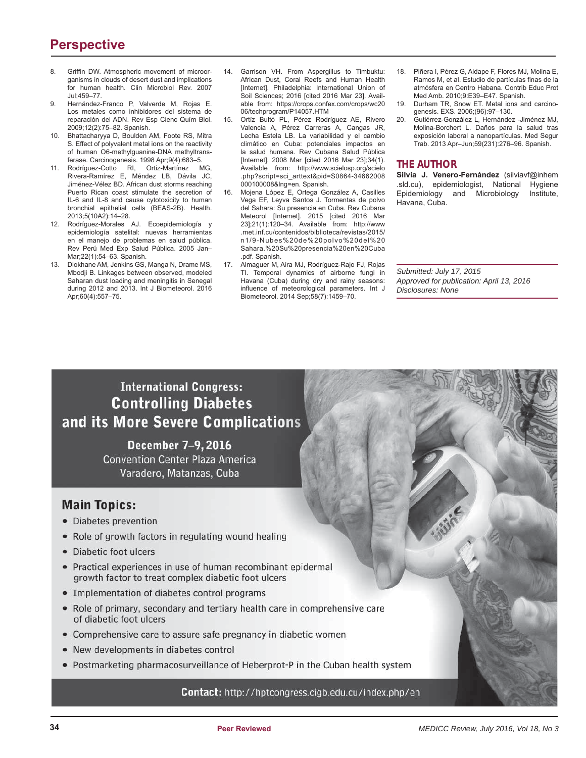8. Griffin DW. Atmospheric movement of microorganisms in clouds of desert dust and implications for human health. Clin Microbiol Rev. 2007 Jul;459–77.
9. Hernández-Franco P, Valverde M, Rojas E. Los metales como inhibidores del sistema de reparación del ADN. Rev Esp Cienc Quím Biol. 2009;12(2):75–82. Spanish.
10. Bhattacharyya D, Boulden AM, Foote RS, Mitra S. Effect of polyvalent metal ions on the reactivity of human O6-methylguanine-DNA methyltransferase. Carcinogenesis. 1998 Apr;9(4):683–5.
11. Rodríguez-Cotto RI, Ortiz-Martínez MG, Rivera-Ramírez E, Méndez LB, Dávila JC, Jiménez-Vélez BD. African dust storms reaching Puerto Rican coast stimulate the secretion of IL-6 and IL-8 and cause cytotoxicity to human bronchial epithelial cells (BEAS-2B). Health. 2013;5(10A2):14–28.
12. Rodríguez-Morales AJ. Ecoepidemiología y epidemiología satelital: nuevas herramientas en el manejo de problemas en salud pública. Rev Perú Med Exp Salud Pública. 2005 Jan–Mar;22(1):54–63. Spanish.
13. Diokhane AM, Jenkins GS, Manga N, Drame MS, Mbodji B. Linkages between observed, modeled Saharan dust loading and meningitis in Senegal during 2012 and 2013. Int J Biometeorol. 2016 Apr;60(4):557–75.
14. Garrison VH. From Aspergillus to Timbuktu: African Dust, Coral Reefs and Human Health [Internet]. Philadelphia: International Union of Soil Sciences; 2016 [cited 2016 Mar 23]. Available from: https://crops.confex.com/crops/wc2006/techprogram/P14057.HTM
15. Ortíz Bultó PL, Pérez Rodríguez AE, Rivero Valencia A, Pérez Carreras A, Cangas JR, Lecha Estela LB. La variabilidad y el cambio climático en Cuba: potenciales impactos en la salud humana. Rev Cubana Salud Pública [Internet]. 2008 Mar [cited 2016 Mar 23];34(1). Available from: http://www.scielosp.org/scielo.php?script=sci_arttext&pid=S0864-34662008000100008&lng=en. Spanish.
16. Mojena López E, Ortega González A, Casilles Vega EF, Leyva Santos J. Tormentas de polvo del Sahara: Su presencia en Cuba. Rev Cubana Meteorol [Internet]. 2015 [cited 2016 Mar 23];21(1):120–34. Available from: http://www.met.inf.cu/contenidos/biblioteca/revistas/2015/n1/9-Nubes%20de%20polvo%20del%20Sahara.%20Su%20presencia%20en%20Cuba.pdf. Spanish.
17. Almaguer M, Aira MJ, Rodríguez-Rajo FJ, Rojas TI. Temporal dynamics of airborne fungi in Havana (Cuba) during dry and rainy seasons: influence of meteorological parameters. Int J Biometeorol. 2014 Sep;58(7):1459–70.
18. Piñera I, Pérez G, Aldape F, Flores MJ, Molina E, Ramos M, et al. Estudio de partículas finas de la atmósfera en Centro Habana. Contrib Educ Prot Med Amb. 2010;9:E39–E47. Spanish.
19. Durham TR, Snow ET. Metal ions and carcinogenesis. EXS. 2006;(96):97–130.
20. Gutiérrez-González L, Hernández -Jiménez MJ, Molina-Borchert L. Daños para la salud tras exposición laboral a nanopartículas. Med Segur Trab. 2013 Apr–Jun;59(231):276–96. Spanish.

## THE AUTHOR

**Silvia J. Venero-Fernández** (silviavf@inhem.sld.cu), epidemiologist, National Hygiene Epidemiology and Microbiology Institute, Havana, Cuba.

*Submitted: July 17, 2015*
*Approved for publication: April 13, 2016*
*Disclosures: None*

International Congress:
**Controlling Diabetes and its More Severe Complications**

**December 7–9, 2016**
Convention Center Plaza America
Varadero, Matanzas, Cuba

**Main Topics:**

- Diabetes prevention
- Role of growth factors in regulating wound healing
- Diabetic foot ulcers
- Practical experiences in use of human recombinant epidermal growth factor to treat complex diabetic foot ulcers
- Implementation of diabetes control programs
- Role of primary, secondary and tertiary health care in comprehensive care of diabetic foot ulcers
- Comprehensive care to assure safe pregnancy in diabetic women
- New developments in diabetes control
- Postmarketing pharmacosurveillance of Heberprot-P in the Cuban health system

**Contact:** http://hptcongress.cigb.edu.cu/index.php/en